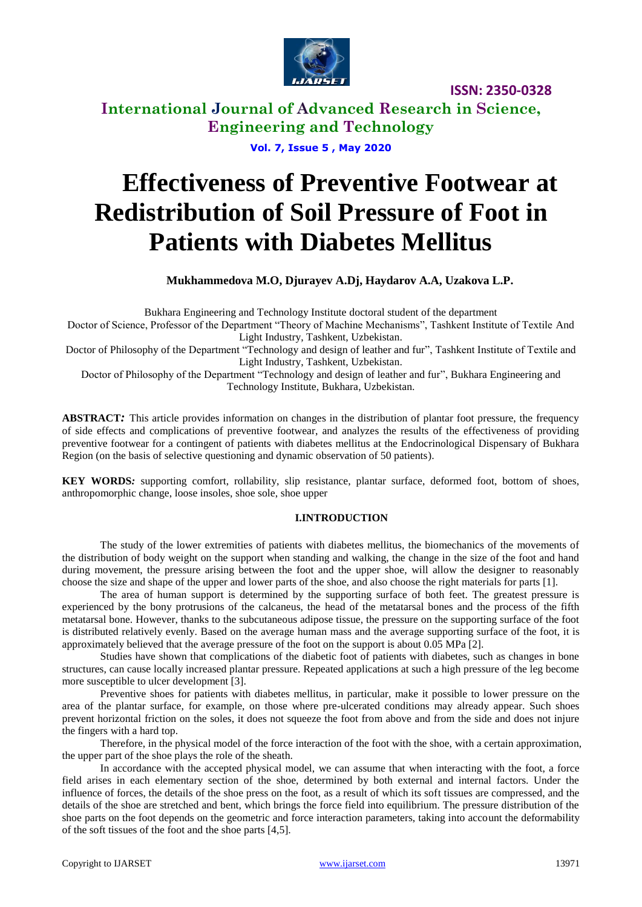# Effectiveness of Preventive Footwear at Redistribution of Soil Pressure of Foot in Patients with Diabetes Mellitus

**Mukhammedova M.O, Djurayev A.Dj, Haydarov A.A, Uzakova L.P.**

Bukhara Engineering and Technology Institute doctoral student of the department

Doctor of Science, Professor of the Department "Theory of Machine Mechanisms", Tashkent Institute of Textile And Light Industry, Tashkent, Uzbekistan.

Doctor of Philosophy of the Department "Technology and design of leather and fur", Tashkent Institute of Textile and Light Industry, Tashkent, Uzbekistan.

Doctor of Philosophy of the Department "Technology and design of leather and fur", Bukhara Engineering and Technology Institute, Bukhara, Uzbekistan.

**ABSTRACT*:*** This article provides information on changes in the distribution of plantar foot pressure, the frequency of side effects and complications of preventive footwear, and analyzes the results of the effectiveness of providing preventive footwear for a contingent of patients with diabetes mellitus at the Endocrinological Dispensary of Bukhara Region (on the basis of selective questioning and dynamic observation of 50 patients).

**KEY WORDS*:*** supporting comfort, rollability, slip resistance, plantar surface, deformed foot, bottom of shoes, anthropomorphic change, loose insoles, shoe sole, shoe upper

## I.INTRODUCTION

The study of the lower extremities of patients with diabetes mellitus, the biomechanics of the movements of the distribution of body weight on the support when standing and walking, the change in the size of the foot and hand during movement, the pressure arising between the foot and the upper shoe, will allow the designer to reasonably choose the size and shape of the upper and lower parts of the shoe, and also choose the right materials for parts [1].

The area of human support is determined by the supporting surface of both feet. The greatest pressure is experienced by the bony protrusions of the calcaneus, the head of the metatarsal bones and the process of the fifth metatarsal bone. However, thanks to the subcutaneous adipose tissue, the pressure on the supporting surface of the foot is distributed relatively evenly. Based on the average human mass and the average supporting surface of the foot, it is approximately believed that the average pressure of the foot on the support is about 0.05 MPa [2].

Studies have shown that complications of the diabetic foot of patients with diabetes, such as changes in bone structures, can cause locally increased plantar pressure. Repeated applications at such a high pressure of the leg become more susceptible to ulcer development [3].

Preventive shoes for patients with diabetes mellitus, in particular, make it possible to lower pressure on the area of the plantar surface, for example, on those where pre-ulcerated conditions may already appear. Such shoes prevent horizontal friction on the soles, it does not squeeze the foot from above and from the side and does not injure the fingers with a hard top.

Therefore, in the physical model of the force interaction of the foot with the shoe, with a certain approximation, the upper part of the shoe plays the role of the sheath.

In accordance with the accepted physical model, we can assume that when interacting with the foot, a force field arises in each elementary section of the shoe, determined by both external and internal factors. Under the influence of forces, the details of the shoe press on the foot, as a result of which its soft tissues are compressed, and the details of the shoe are stretched and bent, which brings the force field into equilibrium. The pressure distribution of the shoe parts on the foot depends on the geometric and force interaction parameters, taking into account the deformability of the soft tissues of the foot and the shoe parts [4,5].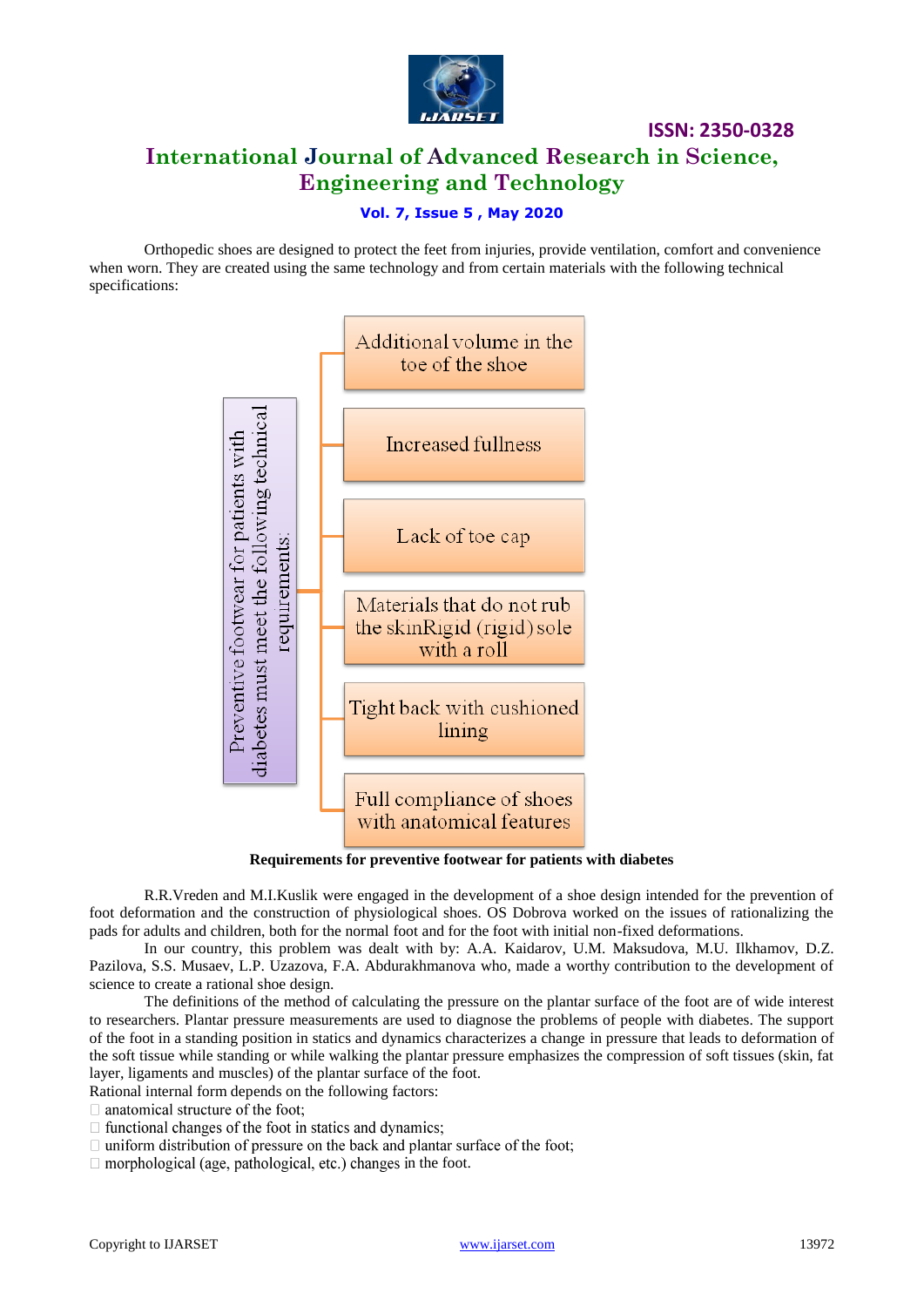Orthopedic shoes are designed to protect the feet from injuries, provide ventilation, comfort and convenience when worn. They are created using the same technology and from certain materials with the following technical specifications:

Preventive footwear for patients with diabetes must meet the following technical requirements:

- Additional volume in the toe of the shoe
- Increased fullness
- Lack of toe cap
- Materials that do not rub the skinRigid (rigid) sole with a roll
- Tight back with cushioned lining
- Full compliance of shoes with anatomical features

**Requirements for preventive footwear for patients with diabetes**

R.R.Vreden and M.I.Kuslik were engaged in the development of a shoe design intended for the prevention of foot deformation and the construction of physiological shoes. OS Dobrova worked on the issues of rationalizing the pads for adults and children, both for the normal foot and for the foot with initial non-fixed deformations.

In our country, this problem was dealt with by: A.A. Kaidarov, U.M. Maksudova, M.U. Ilkhamov, D.Z. Pazilova, S.S. Musaev, L.P. Uzazova, F.A. Abdurakhmanova who, made a worthy contribution to the development of science to create a rational shoe design.

The definitions of the method of calculating the pressure on the plantar surface of the foot are of wide interest to researchers. Plantar pressure measurements are used to diagnose the problems of people with diabetes. The support of the foot in a standing position in statics and dynamics characterizes a change in pressure that leads to deformation of the soft tissue while standing or while walking the plantar pressure emphasizes the compression of soft tissues (skin, fat layer, ligaments and muscles) of the plantar surface of the foot.

Rational internal form depends on the following factors:

- anatomical structure of the foot;
- functional changes of the foot in statics and dynamics;
- uniform distribution of pressure on the back and plantar surface of the foot;
- morphological (age, pathological, etc.) changes in the foot.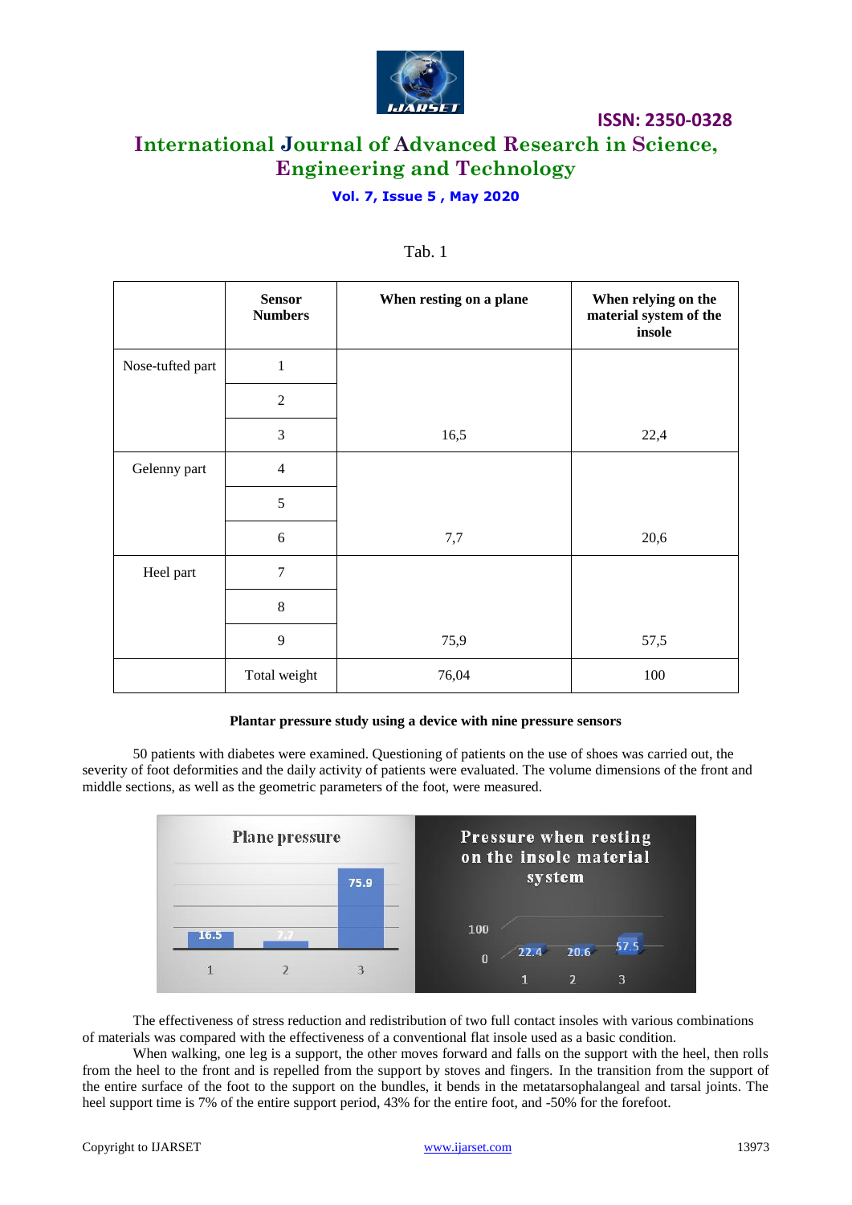Tab. 1

| | Sensor Numbers | When resting on a plane | When relying on the material system of the insole |
|---|---|---|---|
| Nose-tufted part | 1 | | |
| | 2 | | |
| | 3 | 16,5 | 22,4 |
| Gelenny part | 4 | | |
| | 5 | | |
| | 6 | 7,7 | 20,6 |
| Heel part | 7 | | |
| | 8 | | |
| | 9 | 75,9 | 57,5 |
| | Total weight | 76,04 | 100 |

**Plantar pressure study using a device with nine pressure sensors**

50 patients with diabetes were examined. Questioning of patients on the use of shoes was carried out, the severity of foot deformities and the daily activity of patients were evaluated. The volume dimensions of the front and middle sections, as well as the geometric parameters of the foot, were measured.

Plane pressure

Pressure when resting on the insole material system

The effectiveness of stress reduction and redistribution of two full contact insoles with various combinations of materials was compared with the effectiveness of a conventional flat insole used as a basic condition.

When walking, one leg is a support, the other moves forward and falls on the support with the heel, then rolls from the heel to the front and is repelled from the support by stoves and fingers. In the transition from the support of the entire surface of the foot to the support on the bundles, it bends in the metatarsophalangeal and tarsal joints. The heel support time is 7% of the entire support period, 43% for the entire foot, and -50% for the forefoot.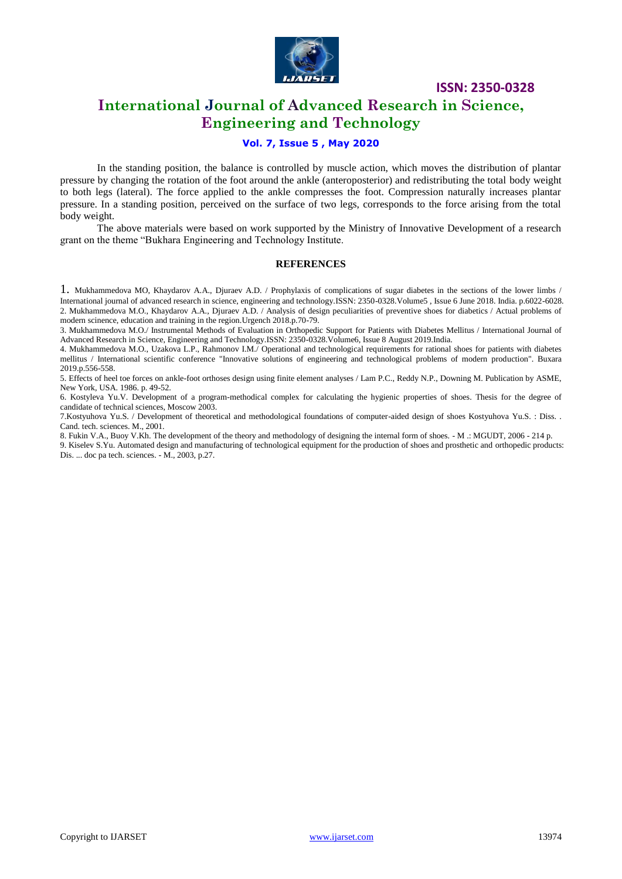In the standing position, the balance is controlled by muscle action, which moves the distribution of plantar pressure by changing the rotation of the foot around the ankle (anteroposterior) and redistributing the total body weight to both legs (lateral). The force applied to the ankle compresses the foot. Compression naturally increases plantar pressure. In a standing position, perceived on the surface of two legs, corresponds to the force arising from the total body weight.

The above materials were based on work supported by the Ministry of Innovative Development of a research grant on the theme "Bukhara Engineering and Technology Institute.

## REFERENCES

1. Mukhammedova MO, Khaydarov A.A., Djuraev A.D. / Prophylaxis of complications of sugar diabetes in the sections of the lower limbs / International journal of advanced research in science, engineering and technology.ISSN: 2350-0328.Volume5 , Issue 6 June 2018. India. p.6022-6028.
2. Mukhammedova M.O., Khaydarov A.A., Djuraev A.D. / Analysis of design peculiarities of preventive shoes for diabetics / Actual problems of modern scinence, education and training in the region.Urgench 2018.p.70-79.
3. Mukhammedova M.O./ Instrumental Methods of Evaluation in Orthopedic Support for Patients with Diabetes Mellitus / International Journal of Advanced Research in Science, Engineering and Technology.ISSN: 2350-0328.Volume6, Issue 8 August 2019.India.
4. Mukhammedova M.O., Uzakova L.P., Rahmonov I.M./ Operational and technological requirements for rational shoes for patients with diabetes mellitus / International scientific conference "Innovative solutions of engineering and technological problems of modern production". Buxara 2019.p.556-558.
5. Effects of heel toe forces on ankle-foot orthoses design using finite element analyses / Lam P.C., Reddy N.P., Downing M. Publication by ASME, New York, USA. 1986. p. 49-52.
6. Kostyleva Yu.V. Development of a program-methodical complex for calculating the hygienic properties of shoes. Thesis for the degree of candidate of technical sciences, Moscow 2003.
7. Kostyuhova Yu.S. / Development of theoretical and methodological foundations of computer-aided design of shoes Kostyuhova Yu.S. : Diss. . Cand. tech. sciences. M., 2001.
8. Fukin V.A., Buoy V.Kh. The development of the theory and methodology of designing the internal form of shoes. - M .: MGUDT, 2006 - 214 p.
9. Kiselev S.Yu. Automated design and manufacturing of technological equipment for the production of shoes and prosthetic and orthopedic products: Dis. ... doc pa tech. sciences. - M., 2003, p.27.